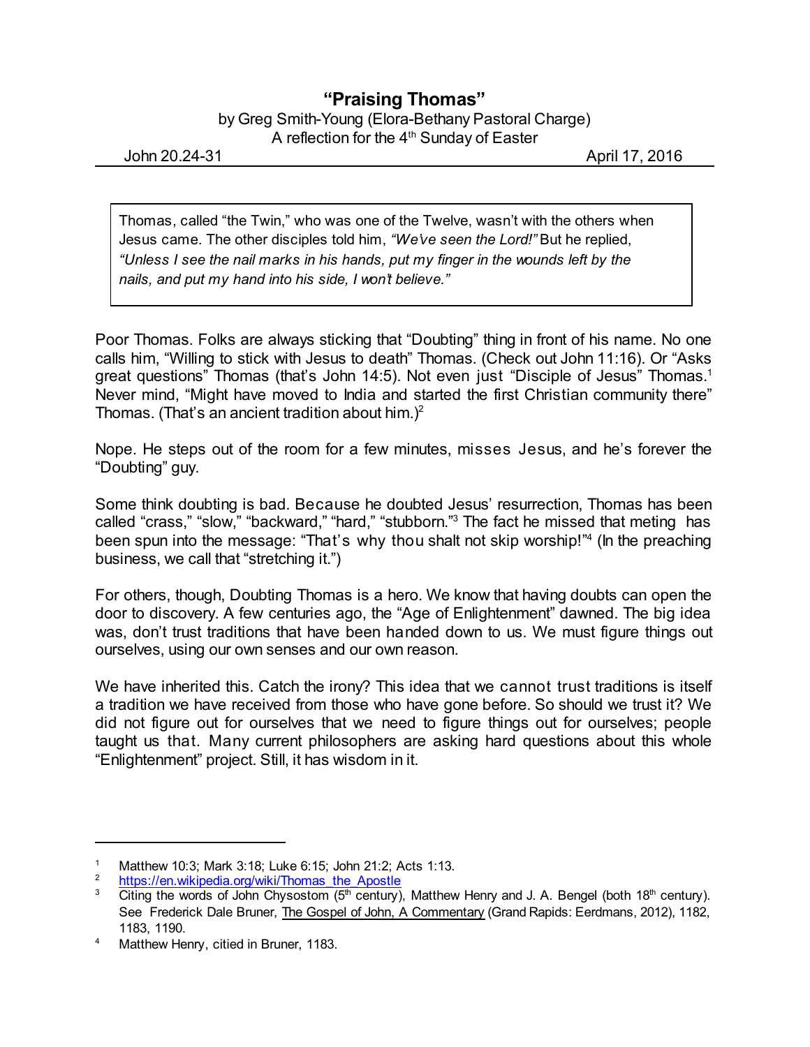# "Praising Thomas"

by Greg Smith-Young (Elora-Bethany Pastoral Charge)
A reflection for the 4th Sunday of Easter

John 20.24-31 April 17, 2016

> Thomas, called "the Twin," who was one of the Twelve, wasn't with the others when Jesus came. The other disciples told him, *"We've seen the Lord!"* But he replied, *"Unless I see the nail marks in his hands, put my finger in the wounds left by the nails, and put my hand into his side, I won't believe."*

Poor Thomas. Folks are always sticking that "Doubting" thing in front of his name. No one calls him, "Willing to stick with Jesus to death" Thomas. (Check out John 11:16). Or "Asks great questions" Thomas (that's John 14:5). Not even just "Disciple of Jesus" Thomas.[1] Never mind, "Might have moved to India and started the first Christian community there" Thomas. (That's an ancient tradition about him.)[2]

Nope. He steps out of the room for a few minutes, misses Jesus, and he's forever the "Doubting" guy.

Some think doubting is bad. Because he doubted Jesus' resurrection, Thomas has been called "crass," "slow," "backward," "hard," "stubborn."[3] The fact he missed that meting has been spun into the message: "That's why thou shalt not skip worship!"[4] (In the preaching business, we call that "stretching it.")

For others, though, Doubting Thomas is a hero. We know that having doubts can open the door to discovery. A few centuries ago, the "Age of Enlightenment" dawned. The big idea was, don't trust traditions that have been handed down to us. We must figure things out ourselves, using our own senses and our own reason.

We have inherited this. Catch the irony? This idea that we cannot trust traditions is itself a tradition we have received from those who have gone before. So should we trust it? We did not figure out for ourselves that we need to figure things out for ourselves; people taught us that. Many current philosophers are asking hard questions about this whole "Enlightenment" project. Still, it has wisdom in it.

---

[1] Matthew 10:3; Mark 3:18; Luke 6:15; John 21:2; Acts 1:13.

[2] https://en.wikipedia.org/wiki/Thomas_the_Apostle

[3] Citing the words of John Chrysostom (5th century), Matthew Henry and J. A. Bengel (both 18th century). See Frederick Dale Bruner, The Gospel of John, A Commentary (Grand Rapids: Eerdmans, 2012), 1182, 1183, 1190.

[4] Matthew Henry, citied in Bruner, 1183.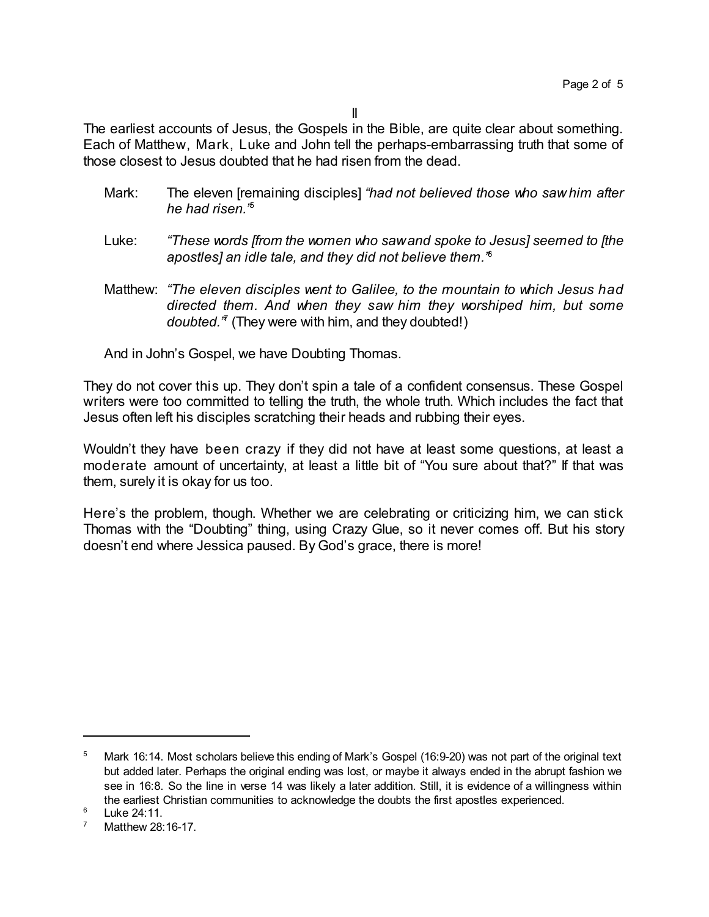## II

The earliest accounts of Jesus, the Gospels in the Bible, are quite clear about something. Each of Matthew, Mark, Luke and John tell the perhaps-embarrassing truth that some of those closest to Jesus doubted that he had risen from the dead.

> Mark: The eleven [remaining disciples] *"had not believed those who saw him after he had risen."*[5]
>
> Luke: *"These words [from the women who saw and spoke to Jesus] seemed to [the apostles] an idle tale, and they did not believe them."*[6]
>
> Matthew: *"The eleven disciples went to Galilee, to the mountain to which Jesus had directed them. And when they saw him they worshiped him, but some doubted."*[7] (They were with him, and they doubted!)
>
> And in John's Gospel, we have Doubting Thomas.

They do not cover this up. They don't spin a tale of a confident consensus. These Gospel writers were too committed to telling the truth, the whole truth. Which includes the fact that Jesus often left his disciples scratching their heads and rubbing their eyes.

Wouldn't they have been crazy if they did not have at least some questions, at least a moderate amount of uncertainty, at least a little bit of "You sure about that?" If that was them, surely it is okay for us too.

Here's the problem, though. Whether we are celebrating or criticizing him, we can stick Thomas with the "Doubting" thing, using Crazy Glue, so it never comes off. But his story doesn't end where Jessica paused. By God's grace, there is more!

---

[5] Mark 16:14. Most scholars believe this ending of Mark's Gospel (16:9-20) was not part of the original text but added later. Perhaps the original ending was lost, or maybe it always ended in the abrupt fashion we see in 16:8. So the line in verse 14 was likely a later addition. Still, it is evidence of a willingness within the earliest Christian communities to acknowledge the doubts the first apostles experienced.

[6] Luke 24:11.

[7] Matthew 28:16-17.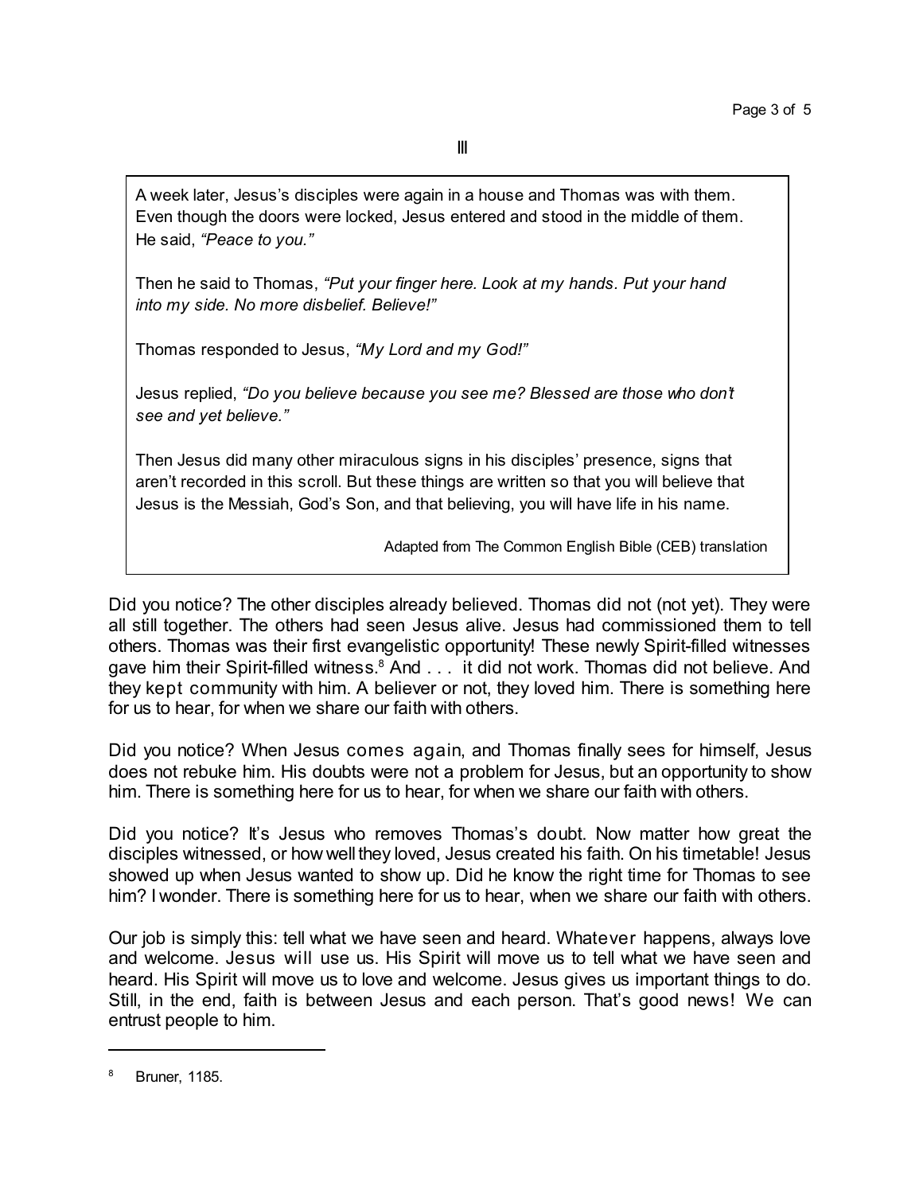III

> A week later, Jesus's disciples were again in a house and Thomas was with them. Even though the doors were locked, Jesus entered and stood in the middle of them. He said, *"Peace to you."*
>
> Then he said to Thomas, *"Put your finger here. Look at my hands. Put your hand into my side. No more disbelief. Believe!"*
>
> Thomas responded to Jesus, *"My Lord and my God!"*
>
> Jesus replied, *"Do you believe because you see me? Blessed are those who don't see and yet believe."*
>
> Then Jesus did many other miraculous signs in his disciples' presence, signs that aren't recorded in this scroll. But these things are written so that you will believe that Jesus is the Messiah, God's Son, and that believing, you will have life in his name.
>
> Adapted from The Common English Bible (CEB) translation

Did you notice? The other disciples already believed. Thomas did not (not yet). They were all still together. The others had seen Jesus alive. Jesus had commissioned them to tell others. Thomas was their first evangelistic opportunity! These newly Spirit-filled witnesses gave him their Spirit-filled witness.[8] And . . . it did not work. Thomas did not believe. And they kept community with him. A believer or not, they loved him. There is something here for us to hear, for when we share our faith with others.

Did you notice? When Jesus comes again, and Thomas finally sees for himself, Jesus does not rebuke him. His doubts were not a problem for Jesus, but an opportunity to show him. There is something here for us to hear, for when we share our faith with others.

Did you notice? It's Jesus who removes Thomas's doubt. Now matter how great the disciples witnessed, or how well they loved, Jesus created his faith. On his timetable! Jesus showed up when Jesus wanted to show up. Did he know the right time for Thomas to see him? I wonder. There is something here for us to hear, when we share our faith with others.

Our job is simply this: tell what we have seen and heard. Whatever happens, always love and welcome. Jesus will use us. His Spirit will move us to tell what we have seen and heard. His Spirit will move us to love and welcome. Jesus gives us important things to do. Still, in the end, faith is between Jesus and each person. That's good news! We can entrust people to him.

---

[8] Bruner, 1185.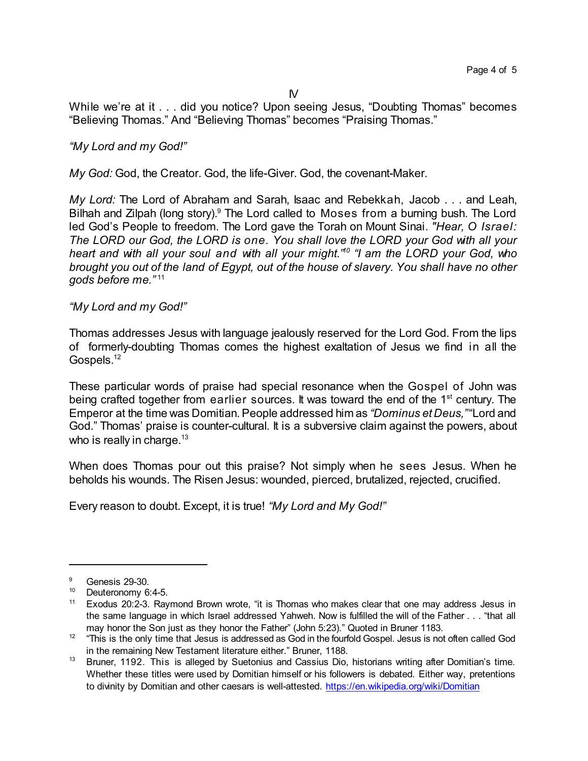IV

While we're at it . . . did you notice? Upon seeing Jesus, "Doubting Thomas" becomes "Believing Thomas." And "Believing Thomas" becomes "Praising Thomas."

*"My Lord and my God!"*

*My God:* God, the Creator. God, the life-Giver. God, the covenant-Maker.

*My Lord:* The Lord of Abraham and Sarah, Isaac and Rebekkah, Jacob . . . and Leah, Bilhah and Zilpah (long story).[9] The Lord called to Moses from a burning bush. The Lord led God's People to freedom. The Lord gave the Torah on Mount Sinai. *"Hear, O Israel: The LORD our God, the LORD is one. You shall love the LORD your God with all your heart and with all your soul and with all your might."*[10] *"I am the LORD your God, who brought you out of the land of Egypt, out of the house of slavery. You shall have no other gods before me."*[11]

*"My Lord and my God!"*

Thomas addresses Jesus with language jealously reserved for the Lord God. From the lips of formerly-doubting Thomas comes the highest exaltation of Jesus we find in all the Gospels.[12]

These particular words of praise had special resonance when the Gospel of John was being crafted together from earlier sources. It was toward the end of the 1st century. The Emperor at the time was Domitian. People addressed him as *"Dominus et Deus,"* "Lord and God." Thomas' praise is counter-cultural. It is a subversive claim against the powers, about who is really in charge.[13]

When does Thomas pour out this praise? Not simply when he sees Jesus. When he beholds his wounds. The Risen Jesus: wounded, pierced, brutalized, rejected, crucified.

Every reason to doubt. Except, it is true! *"My Lord and My God!"*

---

[9] Genesis 29-30.

[10] Deuteronomy 6:4-5.

[11] Exodus 20:2-3. Raymond Brown wrote, "it is Thomas who makes clear that one may address Jesus in the same language in which Israel addressed Yahweh. Now is fulfilled the will of the Father . . . "that all may honor the Son just as they honor the Father" (John 5:23)." Quoted in Bruner 1183.

[12] "This is the only time that Jesus is addressed as God in the fourfold Gospel. Jesus is not often called God in the remaining New Testament literature either." Bruner, 1188.

[13] Bruner, 1192. This is alleged by Suetonius and Cassius Dio, historians writing after Domitian's time. Whether these titles were used by Domitian himself or his followers is debated. Either way, pretentions to divinity by Domitian and other caesars is well-attested. https://en.wikipedia.org/wiki/Domitian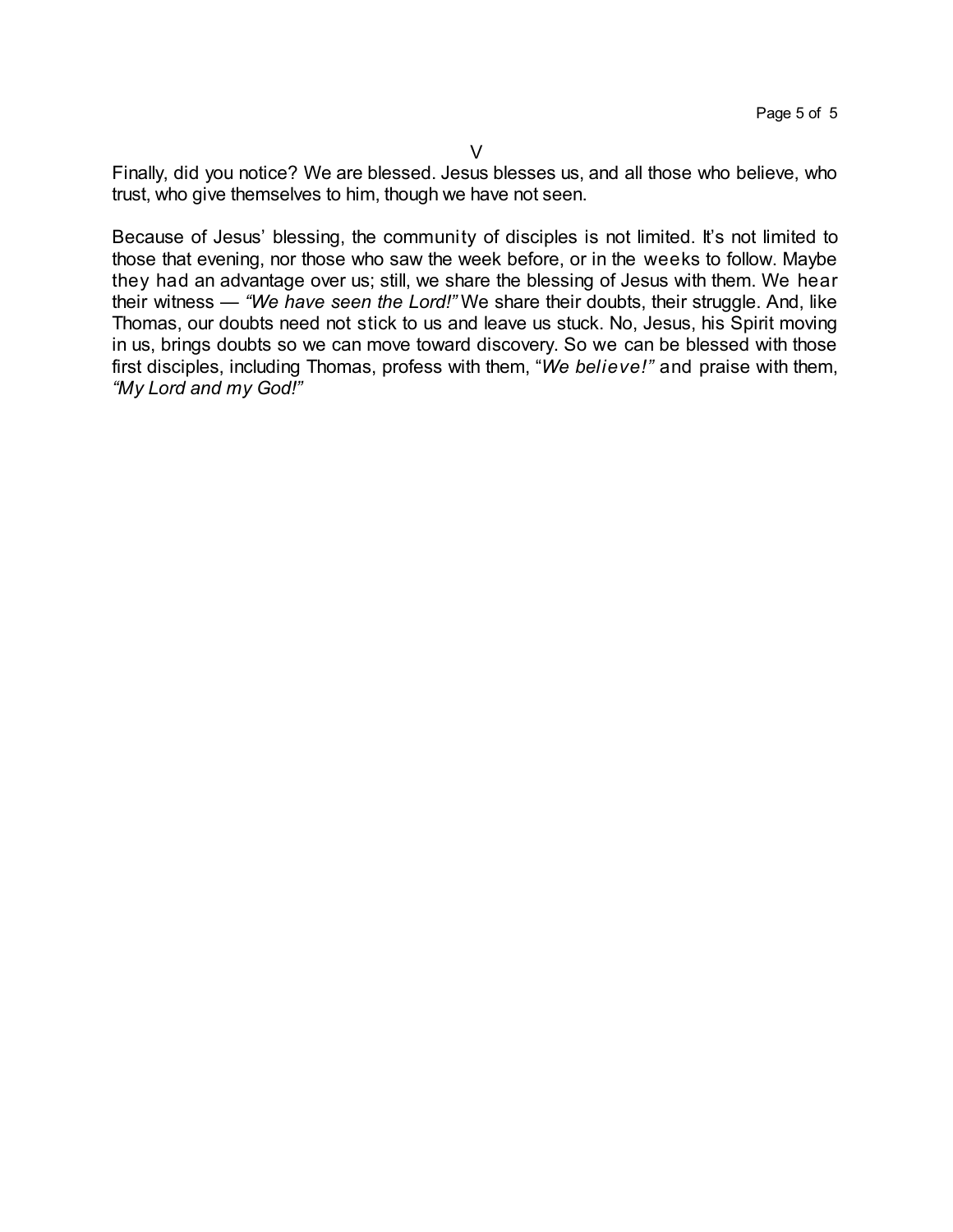V

Finally, did you notice? We are blessed. Jesus blesses us, and all those who believe, who trust, who give themselves to him, though we have not seen.

Because of Jesus' blessing, the community of disciples is not limited. It's not limited to those that evening, nor those who saw the week before, or in the weeks to follow. Maybe they had an advantage over us; still, we share the blessing of Jesus with them. We hear their witness — *"We have seen the Lord!"* We share their doubts, their struggle. And, like Thomas, our doubts need not stick to us and leave us stuck. No, Jesus, his Spirit moving in us, brings doubts so we can move toward discovery. So we can be blessed with those first disciples, including Thomas, profess with them, "*We believe!"* and praise with them, *"My Lord and my God!"*